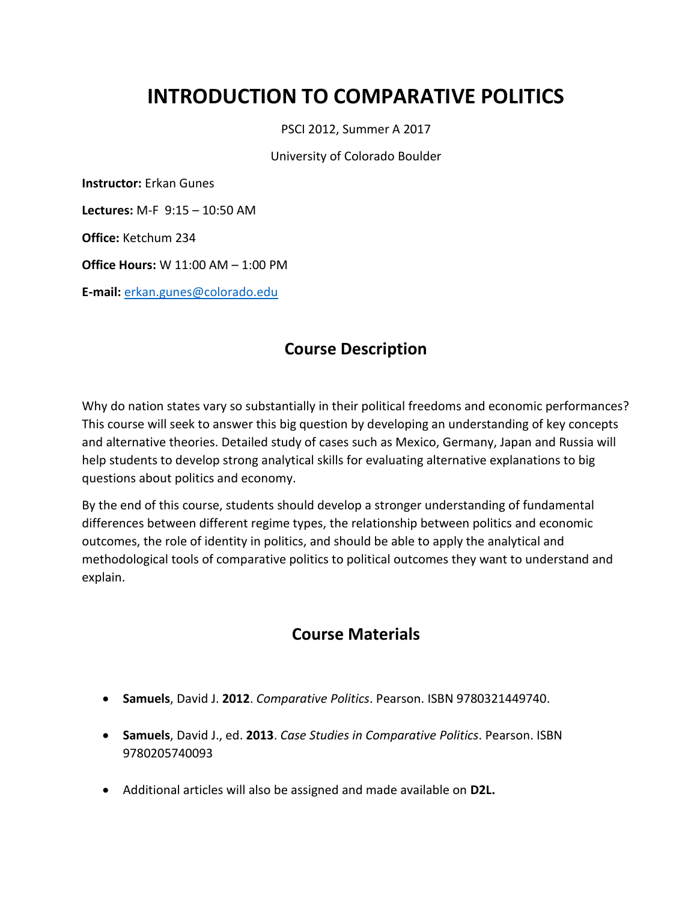# INTRODUCTION TO COMPARATIVE POLITICS

PSCI 2012, Summer A 2017

University of Colorado Boulder

**Instructor:** Erkan Gunes

**Lectures:** M-F 9:15 – 10:50 AM

**Office:** Ketchum 234

**Office Hours:** W 11:00 AM – 1:00 PM

**E-mail:** erkan.gunes@colorado.edu

## Course Description

Why do nation states vary so substantially in their political freedoms and economic performances? This course will seek to answer this big question by developing an understanding of key concepts and alternative theories. Detailed study of cases such as Mexico, Germany, Japan and Russia will help students to develop strong analytical skills for evaluating alternative explanations to big questions about politics and economy.

By the end of this course, students should develop a stronger understanding of fundamental differences between different regime types, the relationship between politics and economic outcomes, the role of identity in politics, and should be able to apply the analytical and methodological tools of comparative politics to political outcomes they want to understand and explain.

## Course Materials

- **Samuels**, David J. **2012**. *Comparative Politics*. Pearson. ISBN 9780321449740.
- **Samuels**, David J., ed. **2013**. *Case Studies in Comparative Politics*. Pearson. ISBN 9780205740093
- Additional articles will also be assigned and made available on **D2L.**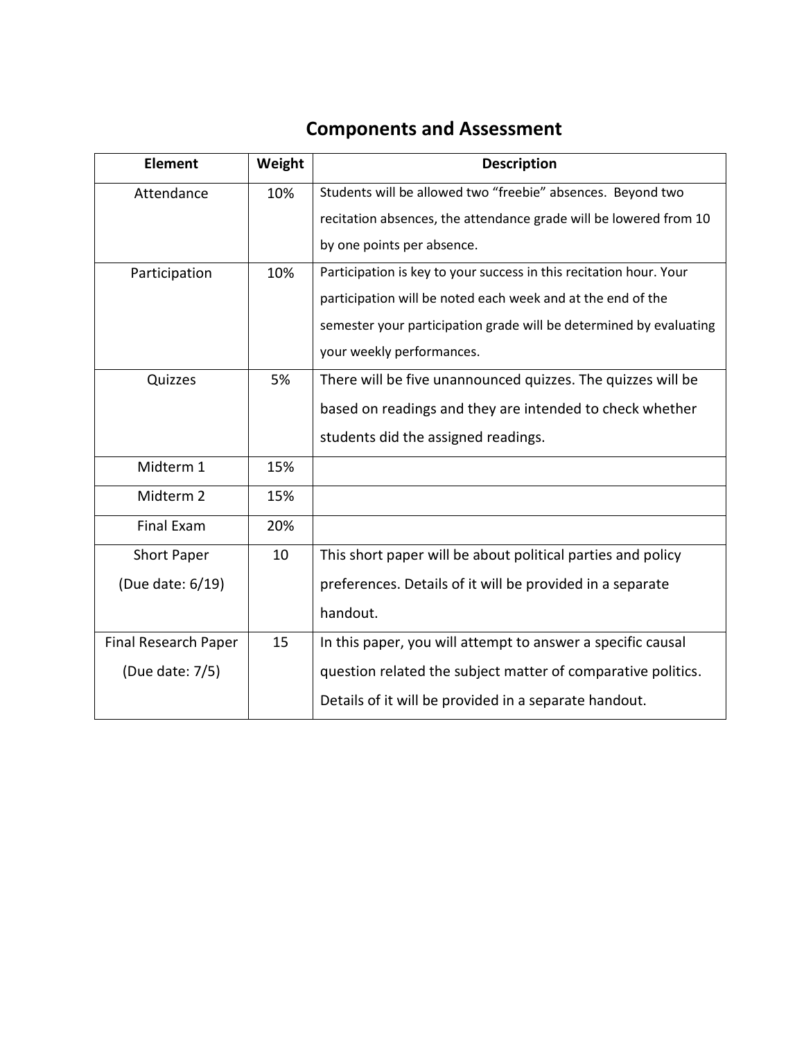## Components and Assessment

| Element | Weight | Description |
| --- | --- | --- |
| Attendance | 10% | Students will be allowed two “freebie” absences. Beyond two recitation absences, the attendance grade will be lowered from 10 by one points per absence. |
| Participation | 10% | Participation is key to your success in this recitation hour. Your participation will be noted each week and at the end of the semester your participation grade will be determined by evaluating your weekly performances. |
| Quizzes | 5% | There will be five unannounced quizzes. The quizzes will be based on readings and they are intended to check whether students did the assigned readings. |
| Midterm 1 | 15% | |
| Midterm 2 | 15% | |
| Final Exam | 20% | |
| Short Paper (Due date: 6/19) | 10 | This short paper will be about political parties and policy preferences. Details of it will be provided in a separate handout. |
| Final Research Paper (Due date: 7/5) | 15 | In this paper, you will attempt to answer a specific causal question related the subject matter of comparative politics. Details of it will be provided in a separate handout. |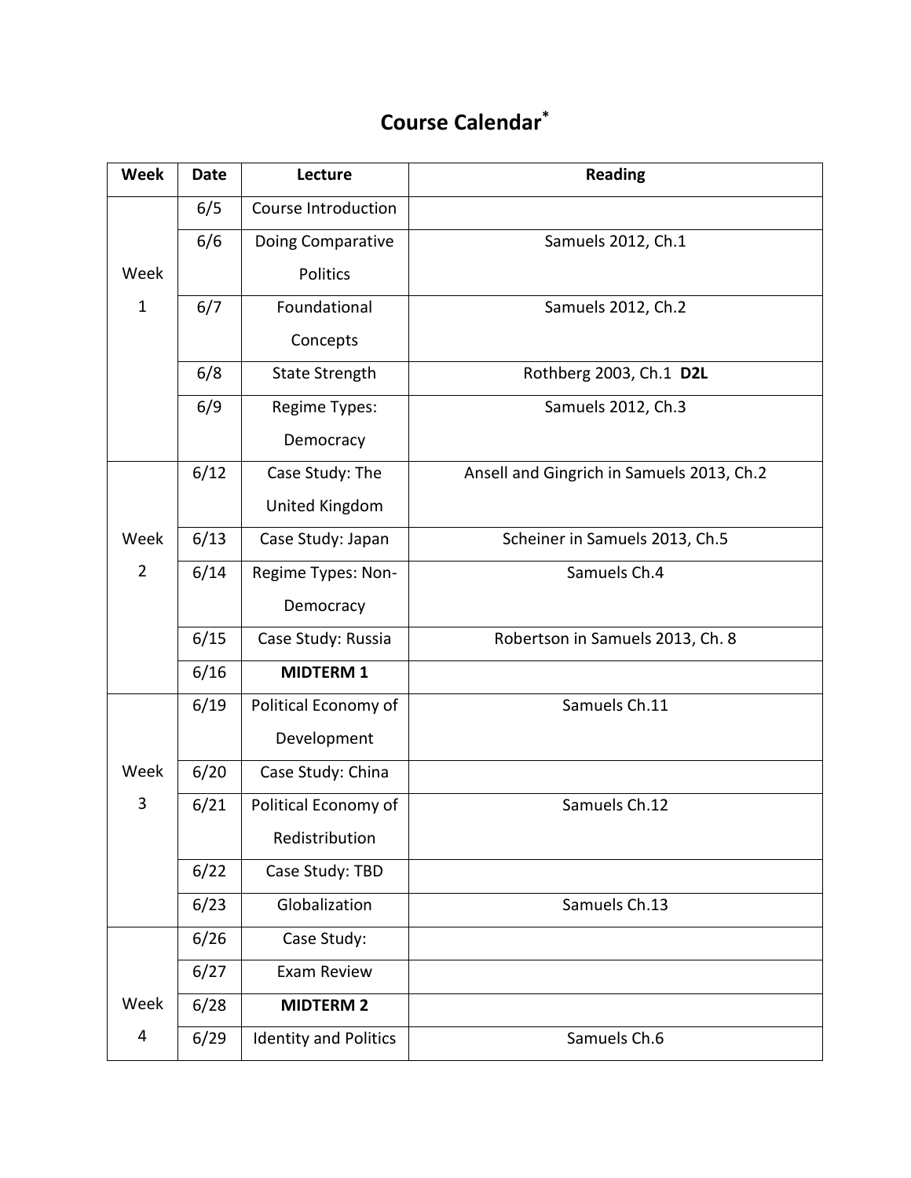# Course Calendar*

| Week | Date | Lecture | Reading |
|---|---|---|---|
| Week 1 | 6/5 | Course Introduction | |
| | 6/6 | Doing Comparative Politics | Samuels 2012, Ch.1 |
| | 6/7 | Foundational Concepts | Samuels 2012, Ch.2 |
| | 6/8 | State Strength | Rothberg 2003, Ch.1 **D2L** |
| | 6/9 | Regime Types: Democracy | Samuels 2012, Ch.3 |
| Week 2 | 6/12 | Case Study: The United Kingdom | Ansell and Gingrich in Samuels 2013, Ch.2 |
| | 6/13 | Case Study: Japan | Scheiner in Samuels 2013, Ch.5 |
| | 6/14 | Regime Types: Non-Democracy | Samuels Ch.4 |
| | 6/15 | Case Study: Russia | Robertson in Samuels 2013, Ch. 8 |
| | 6/16 | **MIDTERM 1** | |
| Week 3 | 6/19 | Political Economy of Development | Samuels Ch.11 |
| | 6/20 | Case Study: China | |
| | 6/21 | Political Economy of Redistribution | Samuels Ch.12 |
| | 6/22 | Case Study: TBD | |
| | 6/23 | Globalization | Samuels Ch.13 |
| Week 4 | 6/26 | Case Study: | |
| | 6/27 | Exam Review | |
| | 6/28 | **MIDTERM 2** | |
| | 6/29 | Identity and Politics | Samuels Ch.6 |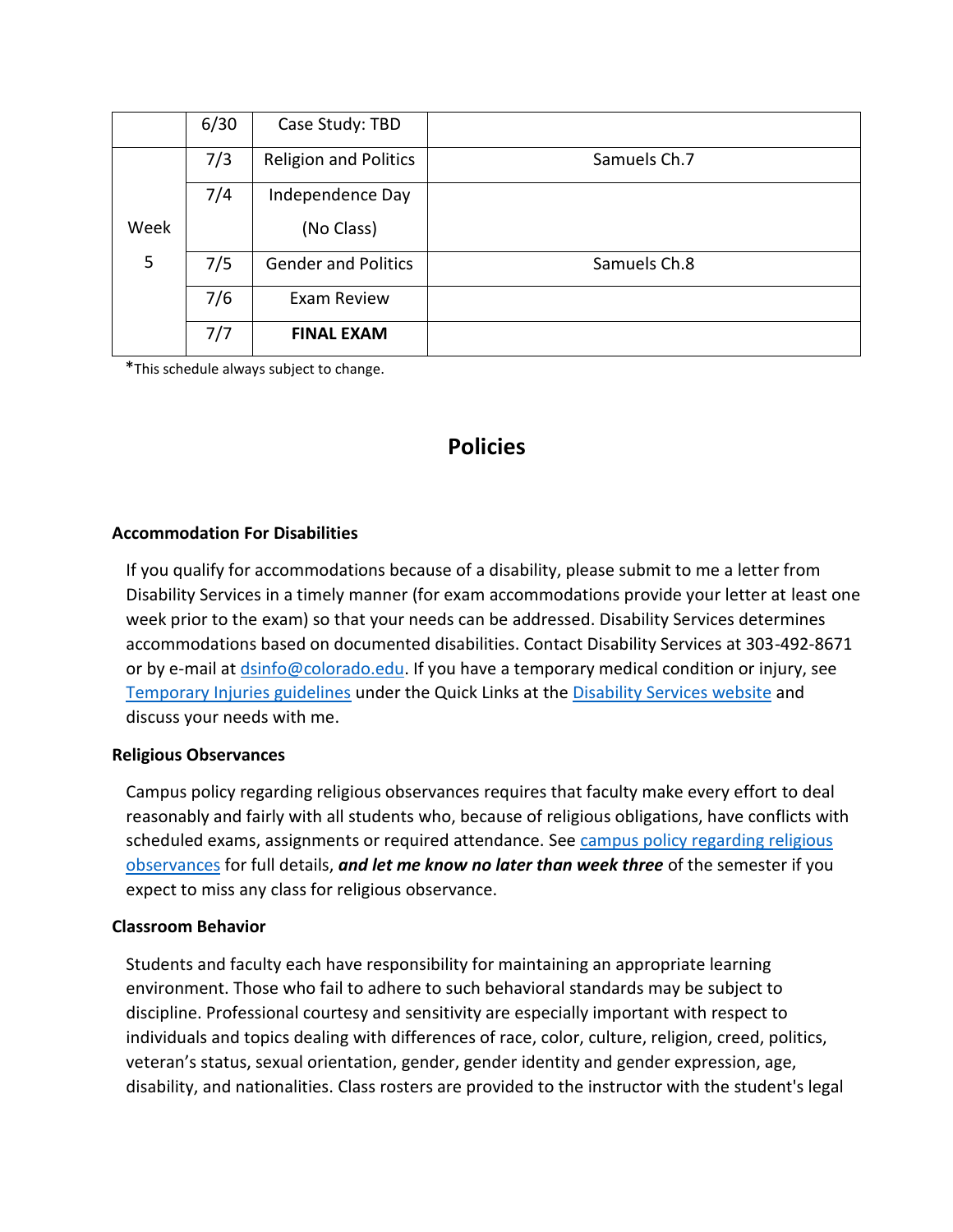| | | | |
|---|---|---|---|
| | 6/30 | Case Study: TBD | |
| Week 5 | 7/3 | Religion and Politics | Samuels Ch.7 |
| | 7/4 | Independence Day (No Class) | |
| | 7/5 | Gender and Politics | Samuels Ch.8 |
| | 7/6 | Exam Review | |
| | 7/7 | **FINAL EXAM** | |

*This schedule always subject to change.

## Policies

### Accommodation For Disabilities

If you qualify for accommodations because of a disability, please submit to me a letter from Disability Services in a timely manner (for exam accommodations provide your letter at least one week prior to the exam) so that your needs can be addressed. Disability Services determines accommodations based on documented disabilities. Contact Disability Services at 303-492-8671 or by e-mail at dsinfo@colorado.edu. If you have a temporary medical condition or injury, see Temporary Injuries guidelines under the Quick Links at the Disability Services website and discuss your needs with me.

### Religious Observances

Campus policy regarding religious observances requires that faculty make every effort to deal reasonably and fairly with all students who, because of religious obligations, have conflicts with scheduled exams, assignments or required attendance. See campus policy regarding religious observances for full details, ***and let me know no later than week three*** of the semester if you expect to miss any class for religious observance.

### Classroom Behavior

Students and faculty each have responsibility for maintaining an appropriate learning environment. Those who fail to adhere to such behavioral standards may be subject to discipline. Professional courtesy and sensitivity are especially important with respect to individuals and topics dealing with differences of race, color, culture, religion, creed, politics, veteran's status, sexual orientation, gender, gender identity and gender expression, age, disability, and nationalities. Class rosters are provided to the instructor with the student's legal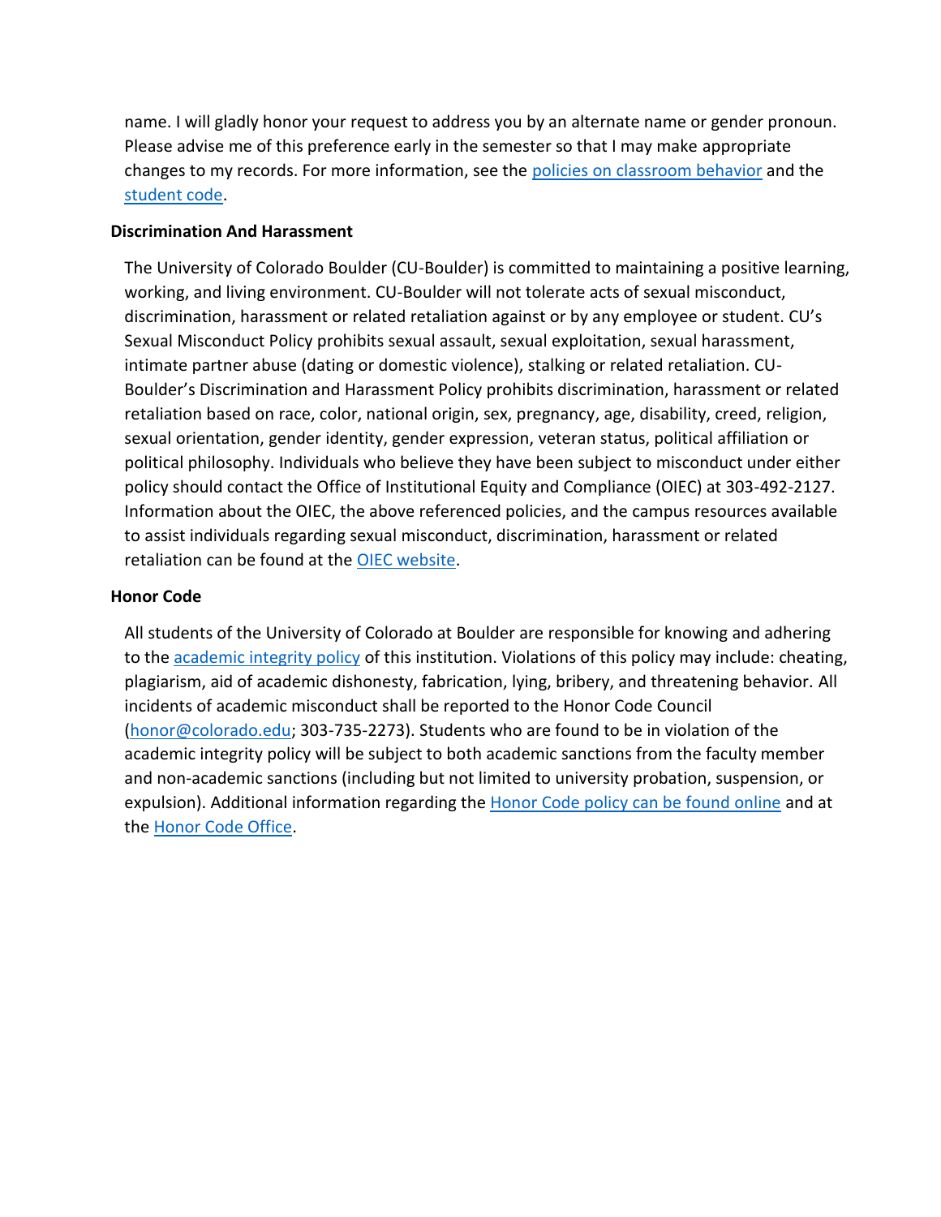name. I will gladly honor your request to address you by an alternate name or gender pronoun. Please advise me of this preference early in the semester so that I may make appropriate changes to my records. For more information, see the policies on classroom behavior and the student code.

**Discrimination And Harassment**

The University of Colorado Boulder (CU-Boulder) is committed to maintaining a positive learning, working, and living environment. CU-Boulder will not tolerate acts of sexual misconduct, discrimination, harassment or related retaliation against or by any employee or student. CU's Sexual Misconduct Policy prohibits sexual assault, sexual exploitation, sexual harassment, intimate partner abuse (dating or domestic violence), stalking or related retaliation. CU-Boulder's Discrimination and Harassment Policy prohibits discrimination, harassment or related retaliation based on race, color, national origin, sex, pregnancy, age, disability, creed, religion, sexual orientation, gender identity, gender expression, veteran status, political affiliation or political philosophy. Individuals who believe they have been subject to misconduct under either policy should contact the Office of Institutional Equity and Compliance (OIEC) at 303-492-2127. Information about the OIEC, the above referenced policies, and the campus resources available to assist individuals regarding sexual misconduct, discrimination, harassment or related retaliation can be found at the OIEC website.

**Honor Code**

All students of the University of Colorado at Boulder are responsible for knowing and adhering to the academic integrity policy of this institution. Violations of this policy may include: cheating, plagiarism, aid of academic dishonesty, fabrication, lying, bribery, and threatening behavior. All incidents of academic misconduct shall be reported to the Honor Code Council (honor@colorado.edu; 303-735-2273). Students who are found to be in violation of the academic integrity policy will be subject to both academic sanctions from the faculty member and non-academic sanctions (including but not limited to university probation, suspension, or expulsion). Additional information regarding the Honor Code policy can be found online and at the Honor Code Office.